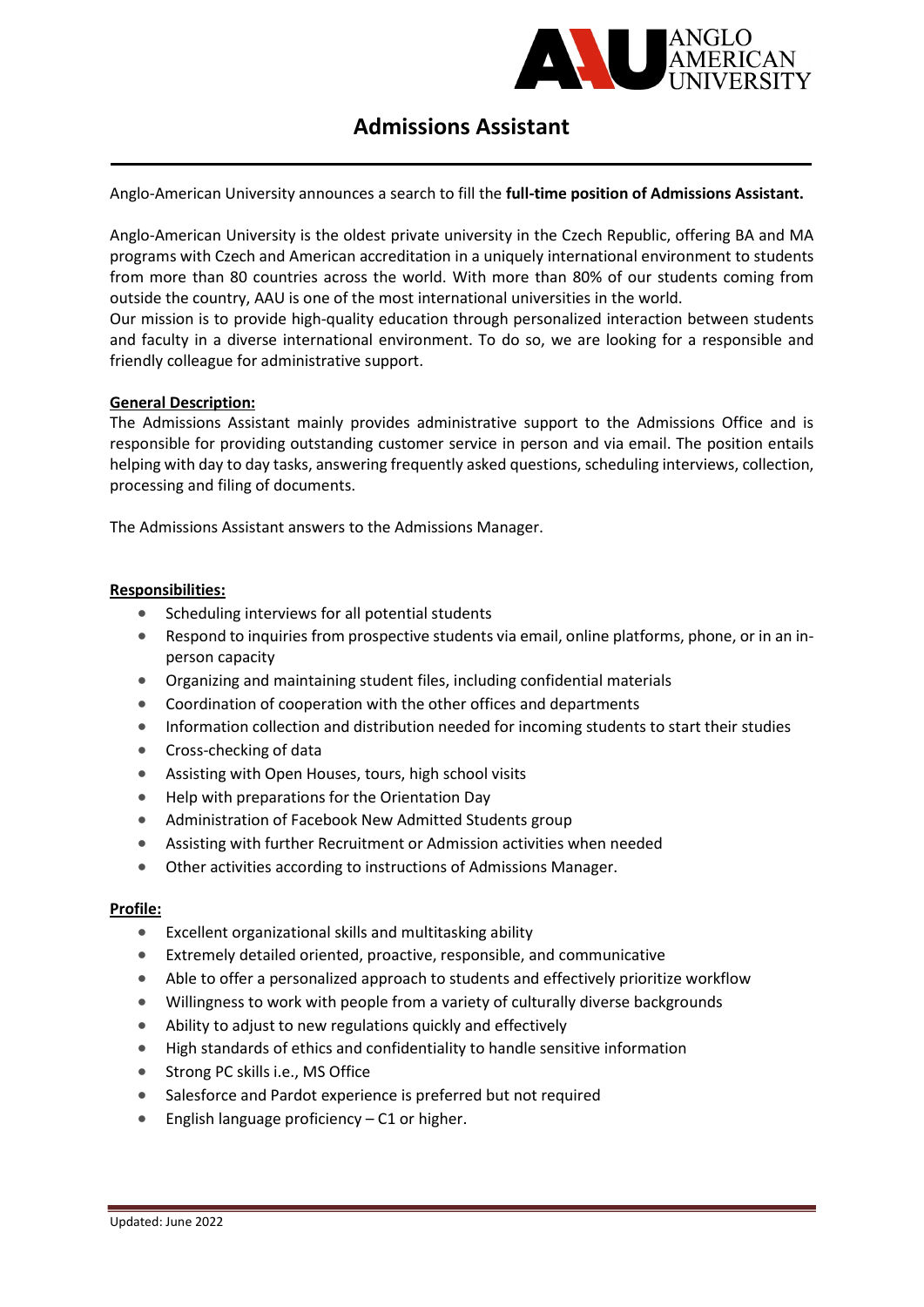# Admissions Assistant

Anglo-American University announces a search to fill the **full-time position of Admissions Assistant.**

Anglo-American University is the oldest private university in the Czech Republic, offering BA and MA programs with Czech and American accreditation in a uniquely international environment to students from more than 80 countries across the world. With more than 80% of our students coming from outside the country, AAU is one of the most international universities in the world.
Our mission is to provide high-quality education through personalized interaction between students and faculty in a diverse international environment. To do so, we are looking for a responsible and friendly colleague for administrative support.

## General Description:

The Admissions Assistant mainly provides administrative support to the Admissions Office and is responsible for providing outstanding customer service in person and via email. The position entails helping with day to day tasks, answering frequently asked questions, scheduling interviews, collection, processing and filing of documents.

The Admissions Assistant answers to the Admissions Manager.

## Responsibilities:

- Scheduling interviews for all potential students
- Respond to inquiries from prospective students via email, online platforms, phone, or in an in-person capacity
- Organizing and maintaining student files, including confidential materials
- Coordination of cooperation with the other offices and departments
- Information collection and distribution needed for incoming students to start their studies
- Cross-checking of data
- Assisting with Open Houses, tours, high school visits
- Help with preparations for the Orientation Day
- Administration of Facebook New Admitted Students group
- Assisting with further Recruitment or Admission activities when needed
- Other activities according to instructions of Admissions Manager.

## Profile:

- Excellent organizational skills and multitasking ability
- Extremely detailed oriented, proactive, responsible, and communicative
- Able to offer a personalized approach to students and effectively prioritize workflow
- Willingness to work with people from a variety of culturally diverse backgrounds
- Ability to adjust to new regulations quickly and effectively
- High standards of ethics and confidentiality to handle sensitive information
- Strong PC skills i.e., MS Office
- Salesforce and Pardot experience is preferred but not required
- English language proficiency – C1 or higher.

Updated: June 2022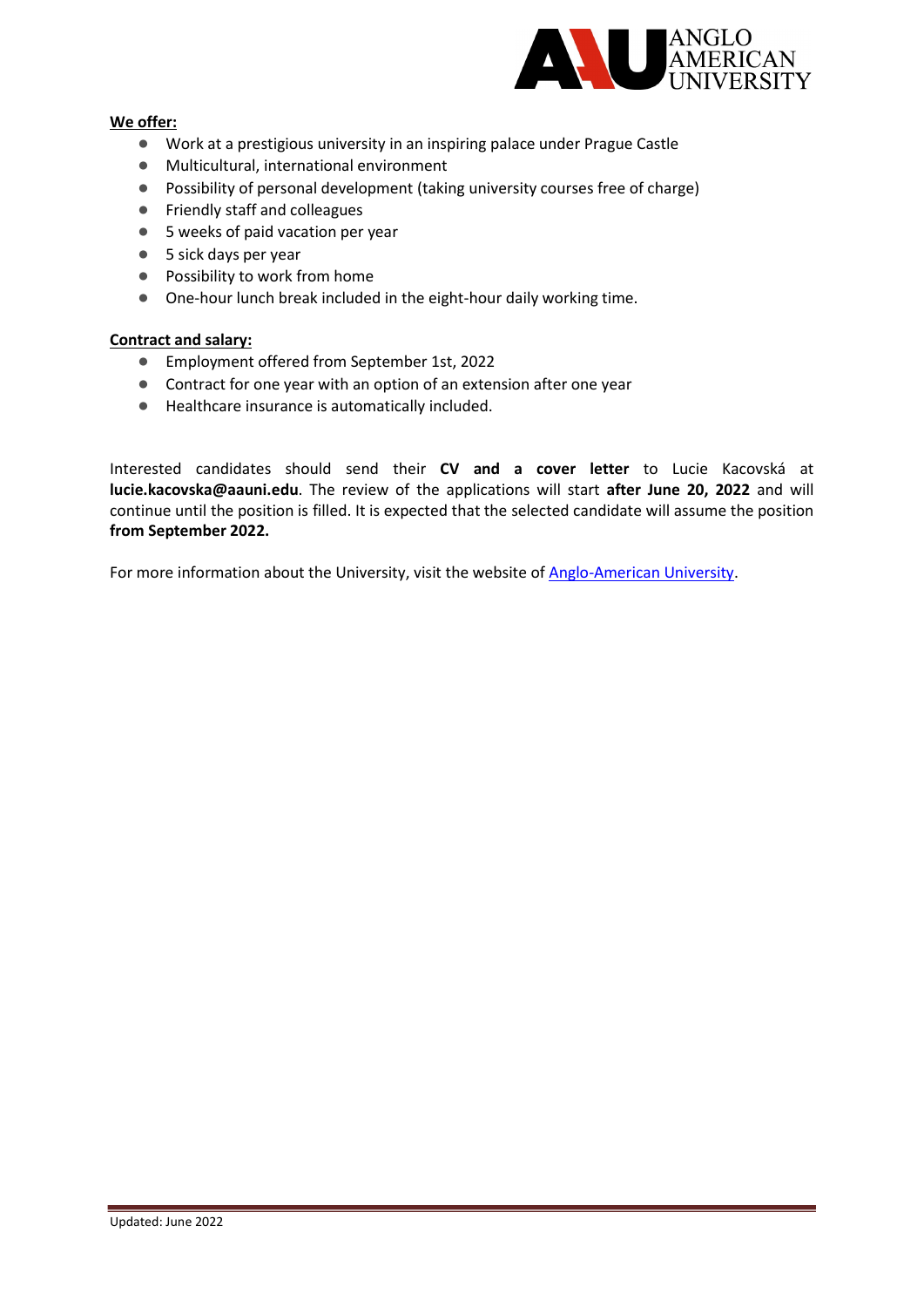**We offer:**

- Work at a prestigious university in an inspiring palace under Prague Castle
- Multicultural, international environment
- Possibility of personal development (taking university courses free of charge)
- Friendly staff and colleagues
- 5 weeks of paid vacation per year
- 5 sick days per year
- Possibility to work from home
- One-hour lunch break included in the eight-hour daily working time.

**Contract and salary:**

- Employment offered from September 1st, 2022
- Contract for one year with an option of an extension after one year
- Healthcare insurance is automatically included.

Interested candidates should send their **CV and a cover letter** to Lucie Kacovská at **lucie.kacovska@aauni.edu**. The review of the applications will start **after June 20, 2022** and will continue until the position is filled. It is expected that the selected candidate will assume the position **from September 2022.**

For more information about the University, visit the website of Anglo-American University.

Updated: June 2022